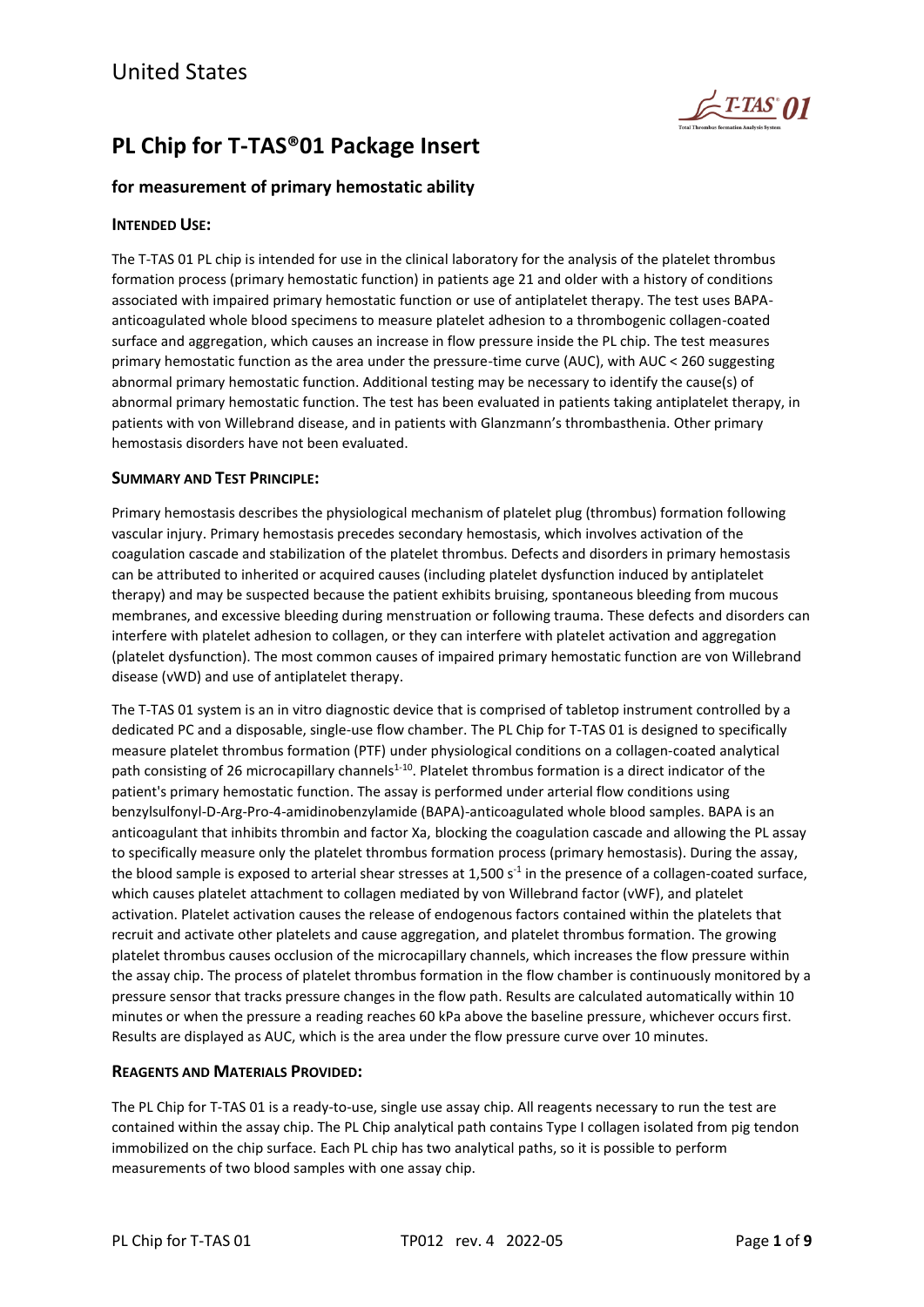# United States

# PL Chip for T-TAS®01 Package Insert

## for measurement of primary hemostatic ability

### INTENDED USE:

The T-TAS 01 PL chip is intended for use in the clinical laboratory for the analysis of the platelet thrombus formation process (primary hemostatic function) in patients age 21 and older with a history of conditions associated with impaired primary hemostatic function or use of antiplatelet therapy. The test uses BAPA-anticoagulated whole blood specimens to measure platelet adhesion to a thrombogenic collagen-coated surface and aggregation, which causes an increase in flow pressure inside the PL chip. The test measures primary hemostatic function as the area under the pressure-time curve (AUC), with AUC < 260 suggesting abnormal primary hemostatic function. Additional testing may be necessary to identify the cause(s) of abnormal primary hemostatic function. The test has been evaluated in patients taking antiplatelet therapy, in patients with von Willebrand disease, and in patients with Glanzmann's thrombasthenia. Other primary hemostasis disorders have not been evaluated.

### SUMMARY AND TEST PRINCIPLE:

Primary hemostasis describes the physiological mechanism of platelet plug (thrombus) formation following vascular injury. Primary hemostasis precedes secondary hemostasis, which involves activation of the coagulation cascade and stabilization of the platelet thrombus. Defects and disorders in primary hemostasis can be attributed to inherited or acquired causes (including platelet dysfunction induced by antiplatelet therapy) and may be suspected because the patient exhibits bruising, spontaneous bleeding from mucous membranes, and excessive bleeding during menstruation or following trauma. These defects and disorders can interfere with platelet adhesion to collagen, or they can interfere with platelet activation and aggregation (platelet dysfunction). The most common causes of impaired primary hemostatic function are von Willebrand disease (vWD) and use of antiplatelet therapy.

The T-TAS 01 system is an in vitro diagnostic device that is comprised of tabletop instrument controlled by a dedicated PC and a disposable, single-use flow chamber. The PL Chip for T-TAS 01 is designed to specifically measure platelet thrombus formation (PTF) under physiological conditions on a collagen-coated analytical path consisting of 26 microcapillary channels[1-10]. Platelet thrombus formation is a direct indicator of the patient's primary hemostatic function. The assay is performed under arterial flow conditions using benzylsulfonyl-D-Arg-Pro-4-amidinobenzylamide (BAPA)-anticoagulated whole blood samples. BAPA is an anticoagulant that inhibits thrombin and factor Xa, blocking the coagulation cascade and allowing the PL assay to specifically measure only the platelet thrombus formation process (primary hemostasis). During the assay, the blood sample is exposed to arterial shear stresses at 1,500 $s^{-1}$ in the presence of a collagen-coated surface, which causes platelet attachment to collagen mediated by von Willebrand factor (vWF), and platelet activation. Platelet activation causes the release of endogenous factors contained within the platelets that recruit and activate other platelets and cause aggregation, and platelet thrombus formation. The growing platelet thrombus causes occlusion of the microcapillary channels, which increases the flow pressure within the assay chip. The process of platelet thrombus formation in the flow chamber is continuously monitored by a pressure sensor that tracks pressure changes in the flow path. Results are calculated automatically within 10 minutes or when the pressure a reading reaches 60 kPa above the baseline pressure, whichever occurs first. Results are displayed as AUC, which is the area under the flow pressure curve over 10 minutes.

### REAGENTS AND MATERIALS PROVIDED:

The PL Chip for T-TAS 01 is a ready-to-use, single use assay chip. All reagents necessary to run the test are contained within the assay chip. The PL Chip analytical path contains Type I collagen isolated from pig tendon immobilized on the chip surface. Each PL chip has two analytical paths, so it is possible to perform measurements of two blood samples with one assay chip.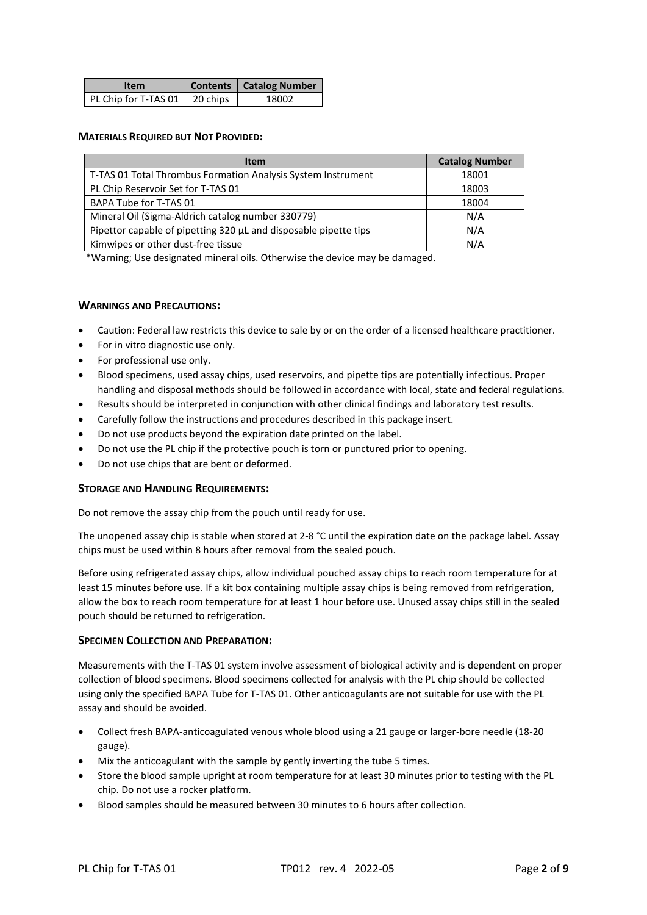| Item | Contents | Catalog Number |
|---|---|---|
| PL Chip for T-TAS 01 | 20 chips | 18002 |

**MATERIALS REQUIRED BUT NOT PROVIDED:**

| Item | Catalog Number |
|---|---|
| T-TAS 01 Total Thrombus Formation Analysis System Instrument | 18001 |
| PL Chip Reservoir Set for T-TAS 01 | 18003 |
| BAPA Tube for T-TAS 01 | 18004 |
| Mineral Oil (Sigma-Aldrich catalog number 330779) | N/A |
| Pipettor capable of pipetting 320 µL and disposable pipette tips | N/A |
| Kimwipes or other dust-free tissue | N/A |

*Warning; Use designated mineral oils. Otherwise the device may be damaged.

## WARNINGS AND PRECAUTIONS:

- Caution: Federal law restricts this device to sale by or on the order of a licensed healthcare practitioner.
- For in vitro diagnostic use only.
- For professional use only.
- Blood specimens, used assay chips, used reservoirs, and pipette tips are potentially infectious. Proper handling and disposal methods should be followed in accordance with local, state and federal regulations.
- Results should be interpreted in conjunction with other clinical findings and laboratory test results.
- Carefully follow the instructions and procedures described in this package insert.
- Do not use products beyond the expiration date printed on the label.
- Do not use the PL chip if the protective pouch is torn or punctured prior to opening.
- Do not use chips that are bent or deformed.

## STORAGE AND HANDLING REQUIREMENTS:

Do not remove the assay chip from the pouch until ready for use.

The unopened assay chip is stable when stored at 2-8 °C until the expiration date on the package label. Assay chips must be used within 8 hours after removal from the sealed pouch.

Before using refrigerated assay chips, allow individual pouched assay chips to reach room temperature for at least 15 minutes before use. If a kit box containing multiple assay chips is being removed from refrigeration, allow the box to reach room temperature for at least 1 hour before use. Unused assay chips still in the sealed pouch should be returned to refrigeration.

## SPECIMEN COLLECTION AND PREPARATION:

Measurements with the T-TAS 01 system involve assessment of biological activity and is dependent on proper collection of blood specimens. Blood specimens collected for analysis with the PL chip should be collected using only the specified BAPA Tube for T-TAS 01. Other anticoagulants are not suitable for use with the PL assay and should be avoided.

- Collect fresh BAPA-anticoagulated venous whole blood using a 21 gauge or larger-bore needle (18-20 gauge).
- Mix the anticoagulant with the sample by gently inverting the tube 5 times.
- Store the blood sample upright at room temperature for at least 30 minutes prior to testing with the PL chip. Do not use a rocker platform.
- Blood samples should be measured between 30 minutes to 6 hours after collection.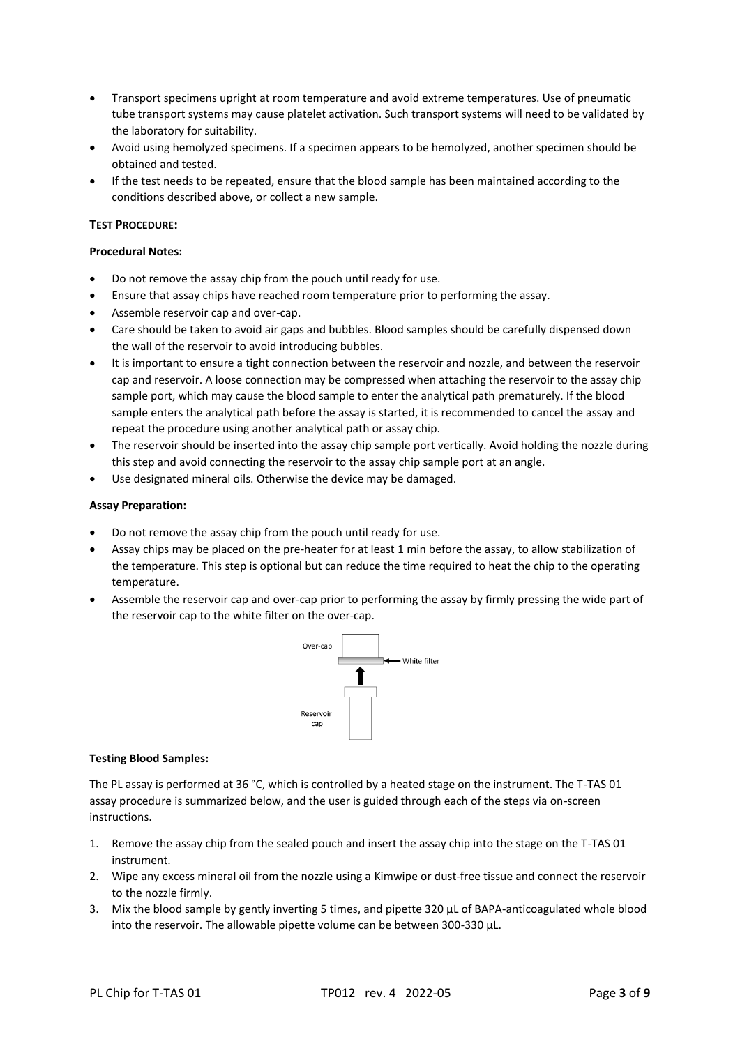- Transport specimens upright at room temperature and avoid extreme temperatures. Use of pneumatic tube transport systems may cause platelet activation. Such transport systems will need to be validated by the laboratory for suitability.
- Avoid using hemolyzed specimens. If a specimen appears to be hemolyzed, another specimen should be obtained and tested.
- If the test needs to be repeated, ensure that the blood sample has been maintained according to the conditions described above, or collect a new sample.

**TEST PROCEDURE:**

**Procedural Notes:**

- Do not remove the assay chip from the pouch until ready for use.
- Ensure that assay chips have reached room temperature prior to performing the assay.
- Assemble reservoir cap and over-cap.
- Care should be taken to avoid air gaps and bubbles. Blood samples should be carefully dispensed down the wall of the reservoir to avoid introducing bubbles.
- It is important to ensure a tight connection between the reservoir and nozzle, and between the reservoir cap and reservoir. A loose connection may be compressed when attaching the reservoir to the assay chip sample port, which may cause the blood sample to enter the analytical path prematurely. If the blood sample enters the analytical path before the assay is started, it is recommended to cancel the assay and repeat the procedure using another analytical path or assay chip.
- The reservoir should be inserted into the assay chip sample port vertically. Avoid holding the nozzle during this step and avoid connecting the reservoir to the assay chip sample port at an angle.
- Use designated mineral oils. Otherwise the device may be damaged.

**Assay Preparation:**

- Do not remove the assay chip from the pouch until ready for use.
- Assay chips may be placed on the pre-heater for at least 1 min before the assay, to allow stabilization of the temperature. This step is optional but can reduce the time required to heat the chip to the operating temperature.
- Assemble the reservoir cap and over-cap prior to performing the assay by firmly pressing the wide part of the reservoir cap to the white filter on the over-cap.

Over-cap

White filter

Reservoir cap

**Testing Blood Samples:**

The PL assay is performed at 36 °C, which is controlled by a heated stage on the instrument. The T-TAS 01 assay procedure is summarized below, and the user is guided through each of the steps via on-screen instructions.

1. Remove the assay chip from the sealed pouch and insert the assay chip into the stage on the T-TAS 01 instrument.
2. Wipe any excess mineral oil from the nozzle using a Kimwipe or dust-free tissue and connect the reservoir to the nozzle firmly.
3. Mix the blood sample by gently inverting 5 times, and pipette 320 µL of BAPA-anticoagulated whole blood into the reservoir. The allowable pipette volume can be between 300-330 µL.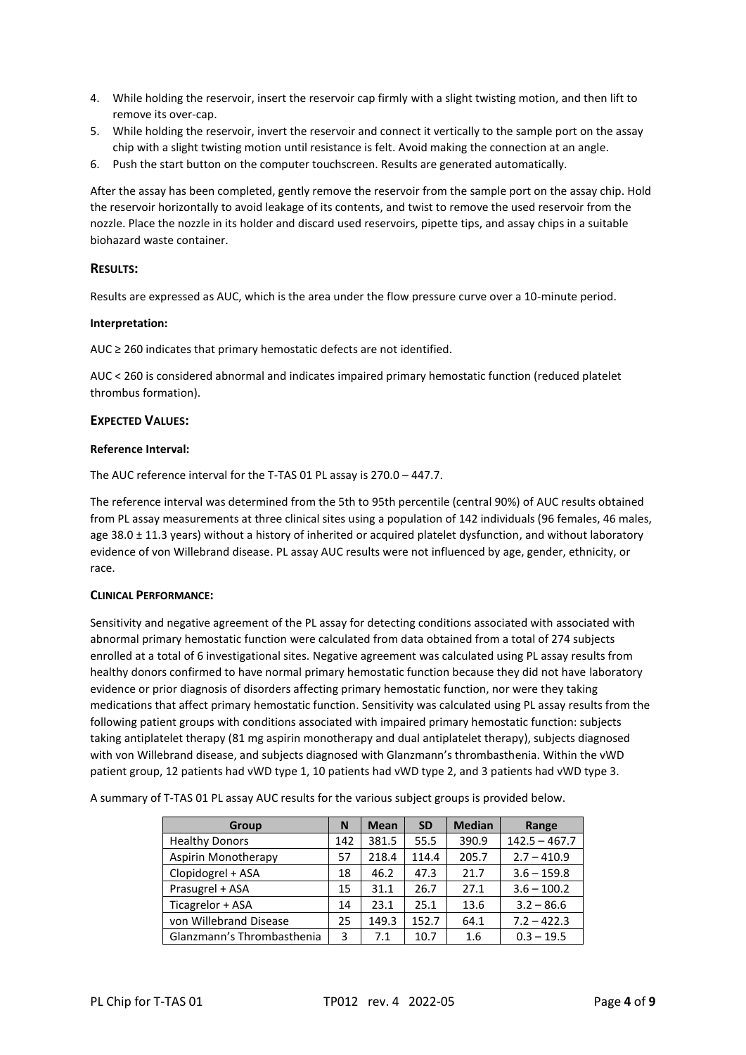4. While holding the reservoir, insert the reservoir cap firmly with a slight twisting motion, and then lift to remove its over-cap.
5. While holding the reservoir, invert the reservoir and connect it vertically to the sample port on the assay chip with a slight twisting motion until resistance is felt. Avoid making the connection at an angle.
6. Push the start button on the computer touchscreen. Results are generated automatically.

After the assay has been completed, gently remove the reservoir from the sample port on the assay chip. Hold the reservoir horizontally to avoid leakage of its contents, and twist to remove the used reservoir from the nozzle. Place the nozzle in its holder and discard used reservoirs, pipette tips, and assay chips in a suitable biohazard waste container.

## RESULTS:

Results are expressed as AUC, which is the area under the flow pressure curve over a 10-minute period.

**Interpretation:**

AUC ≥ 260 indicates that primary hemostatic defects are not identified.

AUC < 260 is considered abnormal and indicates impaired primary hemostatic function (reduced platelet thrombus formation).

## EXPECTED VALUES:

**Reference Interval:**

The AUC reference interval for the T-TAS 01 PL assay is 270.0 – 447.7.

The reference interval was determined from the 5th to 95th percentile (central 90%) of AUC results obtained from PL assay measurements at three clinical sites using a population of 142 individuals (96 females, 46 males, age 38.0 ± 11.3 years) without a history of inherited or acquired platelet dysfunction, and without laboratory evidence of von Willebrand disease. PL assay AUC results were not influenced by age, gender, ethnicity, or race.

## CLINICAL PERFORMANCE:

Sensitivity and negative agreement of the PL assay for detecting conditions associated with associated with abnormal primary hemostatic function were calculated from data obtained from a total of 274 subjects enrolled at a total of 6 investigational sites. Negative agreement was calculated using PL assay results from healthy donors confirmed to have normal primary hemostatic function because they did not have laboratory evidence or prior diagnosis of disorders affecting primary hemostatic function, nor were they taking medications that affect primary hemostatic function. Sensitivity was calculated using PL assay results from the following patient groups with conditions associated with impaired primary hemostatic function: subjects taking antiplatelet therapy (81 mg aspirin monotherapy and dual antiplatelet therapy), subjects diagnosed with von Willebrand disease, and subjects diagnosed with Glanzmann's thrombasthenia. Within the vWD patient group, 12 patients had vWD type 1, 10 patients had vWD type 2, and 3 patients had vWD type 3.

A summary of T-TAS 01 PL assay AUC results for the various subject groups is provided below.

| Group | N | Mean | SD | Median | Range |
|---|---|---|---|---|---|
| Healthy Donors | 142 | 381.5 | 55.5 | 390.9 | 142.5 – 467.7 |
| Aspirin Monotherapy | 57 | 218.4 | 114.4 | 205.7 | 2.7 – 410.9 |
| Clopidogrel + ASA | 18 | 46.2 | 47.3 | 21.7 | 3.6 – 159.8 |
| Prasugrel + ASA | 15 | 31.1 | 26.7 | 27.1 | 3.6 – 100.2 |
| Ticagrelor + ASA | 14 | 23.1 | 25.1 | 13.6 | 3.2 – 86.6 |
| von Willebrand Disease | 25 | 149.3 | 152.7 | 64.1 | 7.2 – 422.3 |
| Glanzmann's Thrombasthenia | 3 | 7.1 | 10.7 | 1.6 | 0.3 – 19.5 |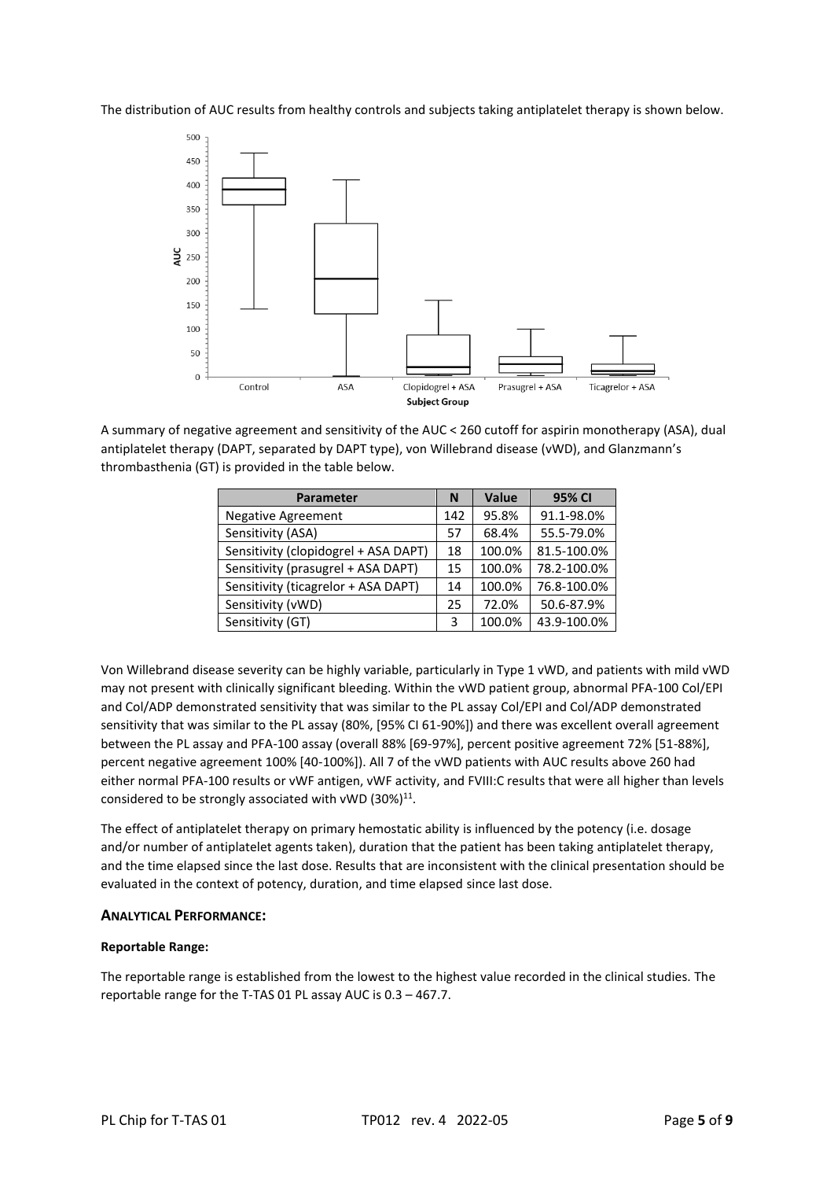The distribution of AUC results from healthy controls and subjects taking antiplatelet therapy is shown below.

A summary of negative agreement and sensitivity of the AUC < 260 cutoff for aspirin monotherapy (ASA), dual antiplatelet therapy (DAPT, separated by DAPT type), von Willebrand disease (vWD), and Glanzmann's thrombasthenia (GT) is provided in the table below.

| Parameter | N | Value | 95% CI |
|---|---|---|---|
| Negative Agreement | 142 | 95.8% | 91.1-98.0% |
| Sensitivity (ASA) | 57 | 68.4% | 55.5-79.0% |
| Sensitivity (clopidogrel + ASA DAPT) | 18 | 100.0% | 81.5-100.0% |
| Sensitivity (prasugrel + ASA DAPT) | 15 | 100.0% | 78.2-100.0% |
| Sensitivity (ticagrelor + ASA DAPT) | 14 | 100.0% | 76.8-100.0% |
| Sensitivity (vWD) | 25 | 72.0% | 50.6-87.9% |
| Sensitivity (GT) | 3 | 100.0% | 43.9-100.0% |

Von Willebrand disease severity can be highly variable, particularly in Type 1 vWD, and patients with mild vWD may not present with clinically significant bleeding. Within the vWD patient group, abnormal PFA-100 Col/EPI and Col/ADP demonstrated sensitivity that was similar to the PL assay Col/EPI and Col/ADP demonstrated sensitivity that was similar to the PL assay (80%, [95% CI 61-90%]) and there was excellent overall agreement between the PL assay and PFA-100 assay (overall 88% [69-97%], percent positive agreement 72% [51-88%], percent negative agreement 100% [40-100%]). All 7 of the vWD patients with AUC results above 260 had either normal PFA-100 results or vWF antigen, vWF activity, and FVIII:C results that were all higher than levels considered to be strongly associated with vWD (30%)[11].

The effect of antiplatelet therapy on primary hemostatic ability is influenced by the potency (i.e. dosage and/or number of antiplatelet agents taken), duration that the patient has been taking antiplatelet therapy, and the time elapsed since the last dose. Results that are inconsistent with the clinical presentation should be evaluated in the context of potency, duration, and time elapsed since last dose.

## ANALYTICAL PERFORMANCE:

### Reportable Range:

The reportable range is established from the lowest to the highest value recorded in the clinical studies. The reportable range for the T-TAS 01 PL assay AUC is 0.3 – 467.7.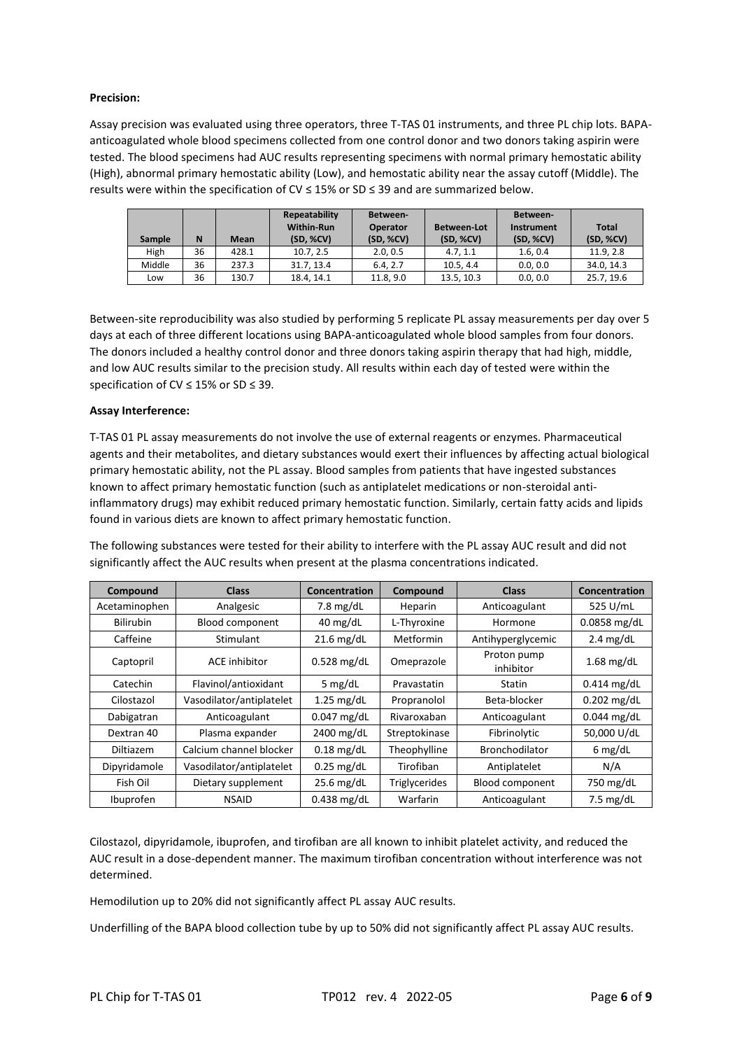**Precision:**

Assay precision was evaluated using three operators, three T-TAS 01 instruments, and three PL chip lots. BAPA-anticoagulated whole blood specimens collected from one control donor and two donors taking aspirin were tested. The blood specimens had AUC results representing specimens with normal primary hemostatic ability (High), abnormal primary hemostatic ability (Low), and hemostatic ability near the assay cutoff (Middle). The results were within the specification of CV ≤ 15% or SD ≤ 39 and are summarized below.

| Sample | N | Mean | Repeatability Within-Run (SD, %CV) | Between-Operator (SD, %CV) | Between-Lot (SD, %CV) | Between-Instrument (SD, %CV) | Total (SD, %CV) |
|---|---|---|---|---|---|---|---|
| High | 36 | 428.1 | 10.7, 2.5 | 2.0, 0.5 | 4.7, 1.1 | 1.6, 0.4 | 11.9, 2.8 |
| Middle | 36 | 237.3 | 31.7, 13.4 | 6.4, 2.7 | 10.5, 4.4 | 0.0, 0.0 | 34.0, 14.3 |
| Low | 36 | 130.7 | 18.4, 14.1 | 11.8, 9.0 | 13.5, 10.3 | 0.0, 0.0 | 25.7, 19.6 |

Between-site reproducibility was also studied by performing 5 replicate PL assay measurements per day over 5 days at each of three different locations using BAPA-anticoagulated whole blood samples from four donors. The donors included a healthy control donor and three donors taking aspirin therapy that had high, middle, and low AUC results similar to the precision study. All results within each day of tested were within the specification of CV ≤ 15% or SD ≤ 39.

**Assay Interference:**

T-TAS 01 PL assay measurements do not involve the use of external reagents or enzymes. Pharmaceutical agents and their metabolites, and dietary substances would exert their influences by affecting actual biological primary hemostatic ability, not the PL assay. Blood samples from patients that have ingested substances known to affect primary hemostatic function (such as antiplatelet medications or non-steroidal anti-inflammatory drugs) may exhibit reduced primary hemostatic function. Similarly, certain fatty acids and lipids found in various diets are known to affect primary hemostatic function.

The following substances were tested for their ability to interfere with the PL assay AUC result and did not significantly affect the AUC results when present at the plasma concentrations indicated.

| Compound | Class | Concentration | Compound | Class | Concentration |
|---|---|---|---|---|---|
| Acetaminophen | Analgesic | 7.8 mg/dL | Heparin | Anticoagulant | 525 U/mL |
| Bilirubin | Blood component | 40 mg/dL | L-Thyroxine | Hormone | 0.0858 mg/dL |
| Caffeine | Stimulant | 21.6 mg/dL | Metformin | Antihyperglycemic | 2.4 mg/dL |
| Captopril | ACE inhibitor | 0.528 mg/dL | Omeprazole | Proton pump inhibitor | 1.68 mg/dL |
| Catechin | Flavinol/antioxidant | 5 mg/dL | Pravastatin | Statin | 0.414 mg/dL |
| Cilostazol | Vasodilator/antiplatelet | 1.25 mg/dL | Propranolol | Beta-blocker | 0.202 mg/dL |
| Dabigatran | Anticoagulant | 0.047 mg/dL | Rivaroxaban | Anticoagulant | 0.044 mg/dL |
| Dextran 40 | Plasma expander | 2400 mg/dL | Streptokinase | Fibrinolytic | 50,000 U/dL |
| Diltiazem | Calcium channel blocker | 0.18 mg/dL | Theophylline | Bronchodilator | 6 mg/dL |
| Dipyridamole | Vasodilator/antiplatelet | 0.25 mg/dL | Tirofiban | Antiplatelet | N/A |
| Fish Oil | Dietary supplement | 25.6 mg/dL | Triglycerides | Blood component | 750 mg/dL |
| Ibuprofen | NSAID | 0.438 mg/dL | Warfarin | Anticoagulant | 7.5 mg/dL |

Cilostazol, dipyridamole, ibuprofen, and tirofiban are all known to inhibit platelet activity, and reduced the AUC result in a dose-dependent manner. The maximum tirofiban concentration without interference was not determined.

Hemodilution up to 20% did not significantly affect PL assay AUC results.

Underfilling of the BAPA blood collection tube by up to 50% did not significantly affect PL assay AUC results.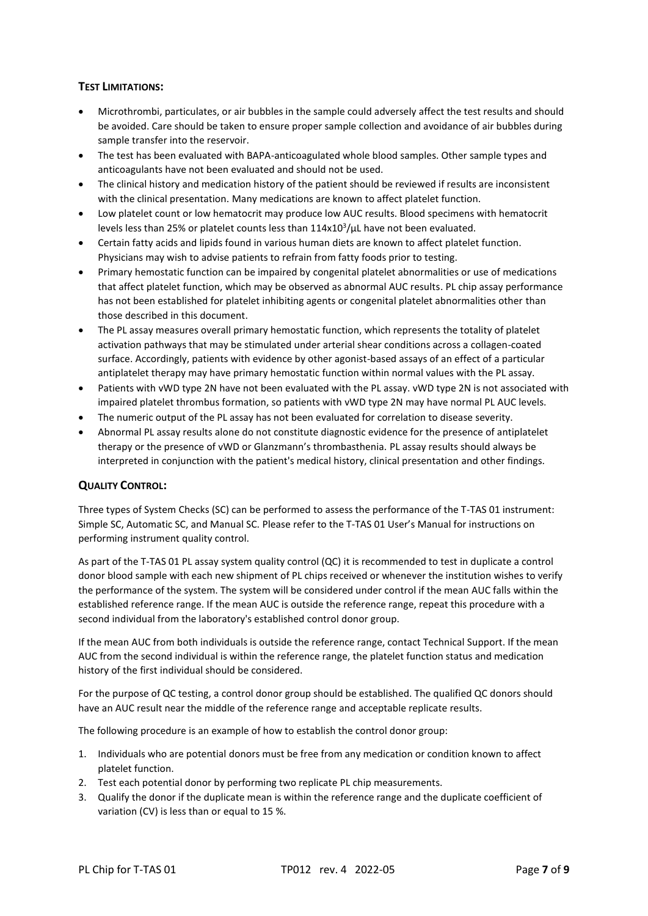## TEST LIMITATIONS:

- Microthrombi, particulates, or air bubbles in the sample could adversely affect the test results and should be avoided. Care should be taken to ensure proper sample collection and avoidance of air bubbles during sample transfer into the reservoir.
- The test has been evaluated with BAPA-anticoagulated whole blood samples. Other sample types and anticoagulants have not been evaluated and should not be used.
- The clinical history and medication history of the patient should be reviewed if results are inconsistent with the clinical presentation. Many medications are known to affect platelet function.
- Low platelet count or low hematocrit may produce low AUC results. Blood specimens with hematocrit levels less than 25% or platelet counts less than $114 \times 10^3/\mu L$ have not been evaluated.
- Certain fatty acids and lipids found in various human diets are known to affect platelet function. Physicians may wish to advise patients to refrain from fatty foods prior to testing.
- Primary hemostatic function can be impaired by congenital platelet abnormalities or use of medications that affect platelet function, which may be observed as abnormal AUC results. PL chip assay performance has not been established for platelet inhibiting agents or congenital platelet abnormalities other than those described in this document.
- The PL assay measures overall primary hemostatic function, which represents the totality of platelet activation pathways that may be stimulated under arterial shear conditions across a collagen-coated surface. Accordingly, patients with evidence by other agonist-based assays of an effect of a particular antiplatelet therapy may have primary hemostatic function within normal values with the PL assay.
- Patients with vWD type 2N have not been evaluated with the PL assay. vWD type 2N is not associated with impaired platelet thrombus formation, so patients with vWD type 2N may have normal PL AUC levels.
- The numeric output of the PL assay has not been evaluated for correlation to disease severity.
- Abnormal PL assay results alone do not constitute diagnostic evidence for the presence of antiplatelet therapy or the presence of vWD or Glanzmann's thrombasthenia. PL assay results should always be interpreted in conjunction with the patient's medical history, clinical presentation and other findings.

## QUALITY CONTROL:

Three types of System Checks (SC) can be performed to assess the performance of the T-TAS 01 instrument: Simple SC, Automatic SC, and Manual SC. Please refer to the T-TAS 01 User's Manual for instructions on performing instrument quality control.

As part of the T-TAS 01 PL assay system quality control (QC) it is recommended to test in duplicate a control donor blood sample with each new shipment of PL chips received or whenever the institution wishes to verify the performance of the system. The system will be considered under control if the mean AUC falls within the established reference range. If the mean AUC is outside the reference range, repeat this procedure with a second individual from the laboratory's established control donor group.

If the mean AUC from both individuals is outside the reference range, contact Technical Support. If the mean AUC from the second individual is within the reference range, the platelet function status and medication history of the first individual should be considered.

For the purpose of QC testing, a control donor group should be established. The qualified QC donors should have an AUC result near the middle of the reference range and acceptable replicate results.

The following procedure is an example of how to establish the control donor group:

1. Individuals who are potential donors must be free from any medication or condition known to affect platelet function.
2. Test each potential donor by performing two replicate PL chip measurements.
3. Qualify the donor if the duplicate mean is within the reference range and the duplicate coefficient of variation (CV) is less than or equal to 15 %.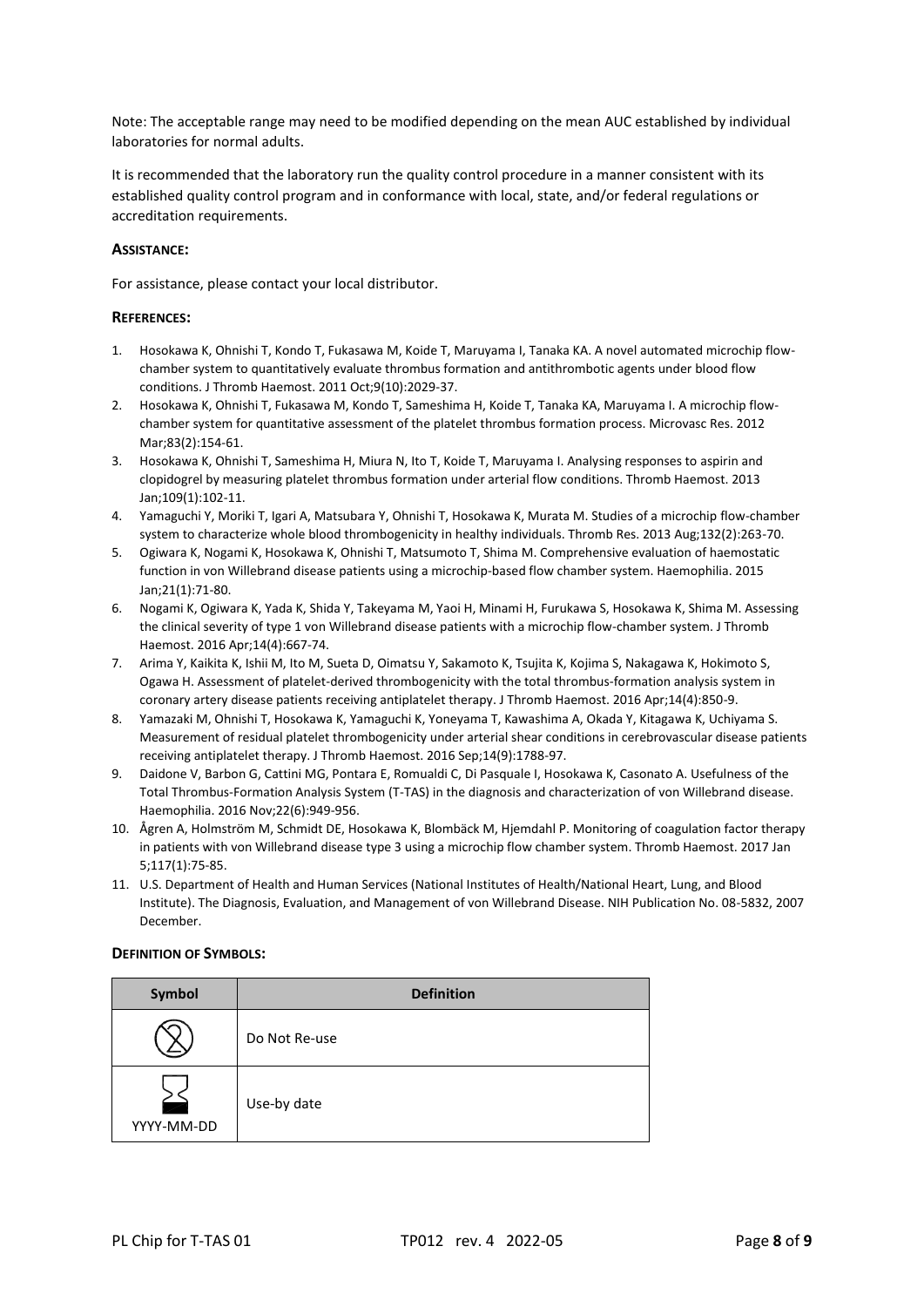Note: The acceptable range may need to be modified depending on the mean AUC established by individual laboratories for normal adults.

It is recommended that the laboratory run the quality control procedure in a manner consistent with its established quality control program and in conformance with local, state, and/or federal regulations or accreditation requirements.

**ASSISTANCE:**

For assistance, please contact your local distributor.

**REFERENCES:**

1. Hosokawa K, Ohnishi T, Kondo T, Fukasawa M, Koide T, Maruyama I, Tanaka KA. A novel automated microchip flow-chamber system to quantitatively evaluate thrombus formation and antithrombotic agents under blood flow conditions. J Thromb Haemost. 2011 Oct;9(10):2029-37.
2. Hosokawa K, Ohnishi T, Fukasawa M, Kondo T, Sameshima H, Koide T, Tanaka KA, Maruyama I. A microchip flow-chamber system for quantitative assessment of the platelet thrombus formation process. Microvasc Res. 2012 Mar;83(2):154-61.
3. Hosokawa K, Ohnishi T, Sameshima H, Miura N, Ito T, Koide T, Maruyama I. Analysing responses to aspirin and clopidogrel by measuring platelet thrombus formation under arterial flow conditions. Thromb Haemost. 2013 Jan;109(1):102-11.
4. Yamaguchi Y, Moriki T, Igari A, Matsubara Y, Ohnishi T, Hosokawa K, Murata M. Studies of a microchip flow-chamber system to characterize whole blood thrombogenicity in healthy individuals. Thromb Res. 2013 Aug;132(2):263-70.
5. Ogiwara K, Nogami K, Hosokawa K, Ohnishi T, Matsumoto T, Shima M. Comprehensive evaluation of haemostatic function in von Willebrand disease patients using a microchip-based flow chamber system. Haemophilia. 2015 Jan;21(1):71-80.
6. Nogami K, Ogiwara K, Yada K, Shida Y, Takeyama M, Yaoi H, Minami H, Furukawa S, Hosokawa K, Shima M. Assessing the clinical severity of type 1 von Willebrand disease patients with a microchip flow-chamber system. J Thromb Haemost. 2016 Apr;14(4):667-74.
7. Arima Y, Kaikita K, Ishii M, Ito M, Sueta D, Oimatsu Y, Sakamoto K, Tsujita K, Kojima S, Nakagawa K, Hokimoto S, Ogawa H. Assessment of platelet-derived thrombogenicity with the total thrombus-formation analysis system in coronary artery disease patients receiving antiplatelet therapy. J Thromb Haemost. 2016 Apr;14(4):850-9.
8. Yamazaki M, Ohnishi T, Hosokawa K, Yamaguchi K, Yoneyama T, Kawashima A, Okada Y, Kitagawa K, Uchiyama S. Measurement of residual platelet thrombogenicity under arterial shear conditions in cerebrovascular disease patients receiving antiplatelet therapy. J Thromb Haemost. 2016 Sep;14(9):1788-97.
9. Daidone V, Barbon G, Cattini MG, Pontara E, Romualdi C, Di Pasquale I, Hosokawa K, Casonato A. Usefulness of the Total Thrombus-Formation Analysis System (T-TAS) in the diagnosis and characterization of von Willebrand disease. Haemophilia. 2016 Nov;22(6):949-956.
10. Ågren A, Holmström M, Schmidt DE, Hosokawa K, Blombäck M, Hjemdahl P. Monitoring of coagulation factor therapy in patients with von Willebrand disease type 3 using a microchip flow chamber system. Thromb Haemost. 2017 Jan 5;117(1):75-85.
11. U.S. Department of Health and Human Services (National Institutes of Health/National Heart, Lung, and Blood Institute). The Diagnosis, Evaluation, and Management of von Willebrand Disease. NIH Publication No. 08-5832, 2007 December.

**DEFINITION OF SYMBOLS:**

| Symbol | Definition |
|---|---|
| (2) | Do Not Re-use |
| ⧗ YYYY-MM-DD | Use-by date |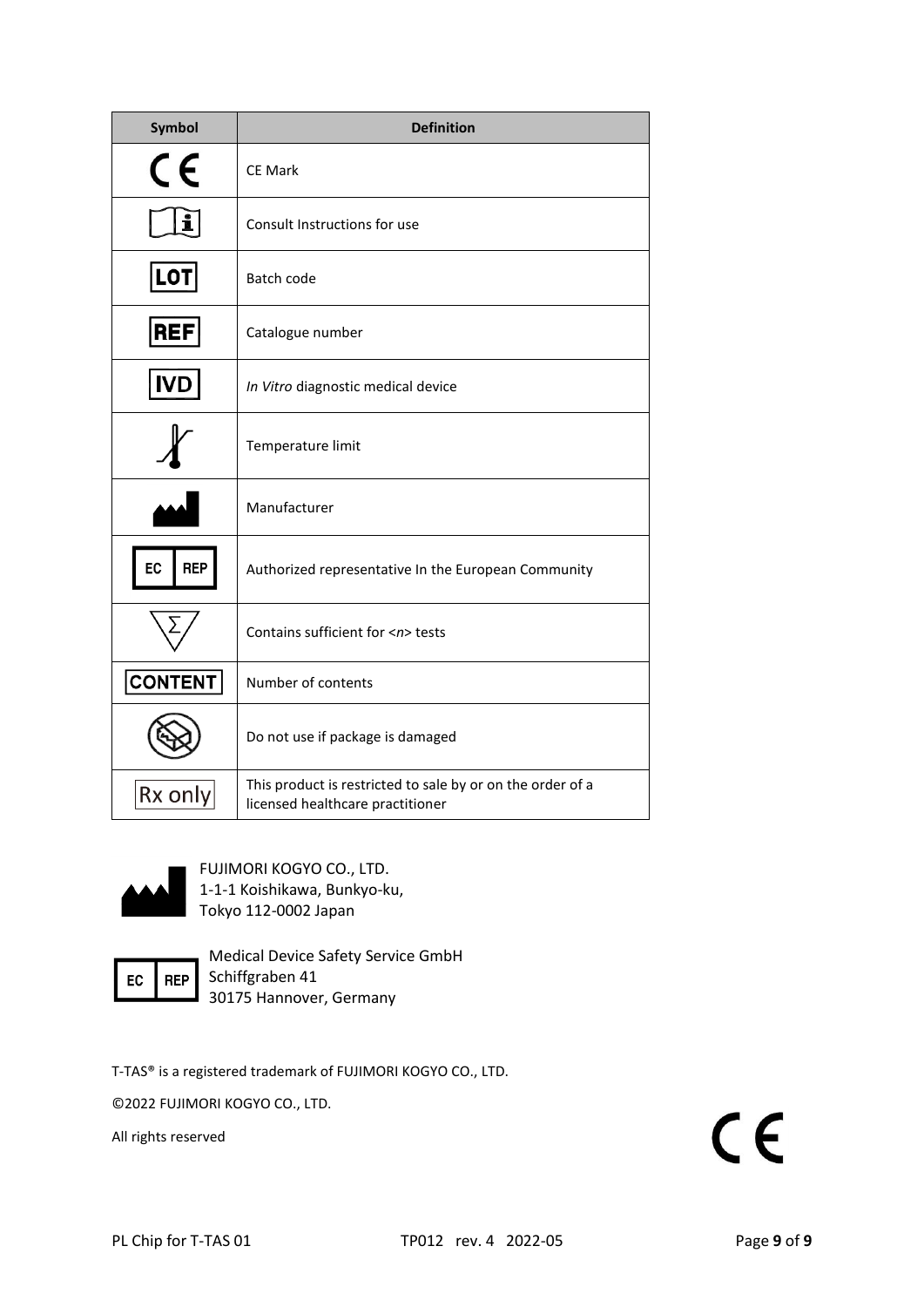| Symbol | Definition |
| --- | --- |
| CE | CE Mark |
|  | Consult Instructions for use |
| LOT | Batch code |
| REF | Catalogue number |
| IVD | *In Vitro* diagnostic medical device |
|  | Temperature limit |
|  | Manufacturer |
| EC REP | Authorized representative In the European Community |
| Σ | Contains sufficient for <*n*> tests |
| CONTENT | Number of contents |
|  | Do not use if package is damaged |
| Rx only | This product is restricted to sale by or on the order of a licensed healthcare practitioner |

FUJIMORI KOGYO CO., LTD.
1-1-1 Koishikawa, Bunkyo-ku,
Tokyo 112-0002 Japan

EC REP

Medical Device Safety Service GmbH
Schiffgraben 41
30175 Hannover, Germany

T-TAS® is a registered trademark of FUJIMORI KOGYO CO., LTD.

©2022 FUJIMORI KOGYO CO., LTD.

All rights reserved

CE

PL Chip for T-TAS 01 TP012 rev. 4 2022-05